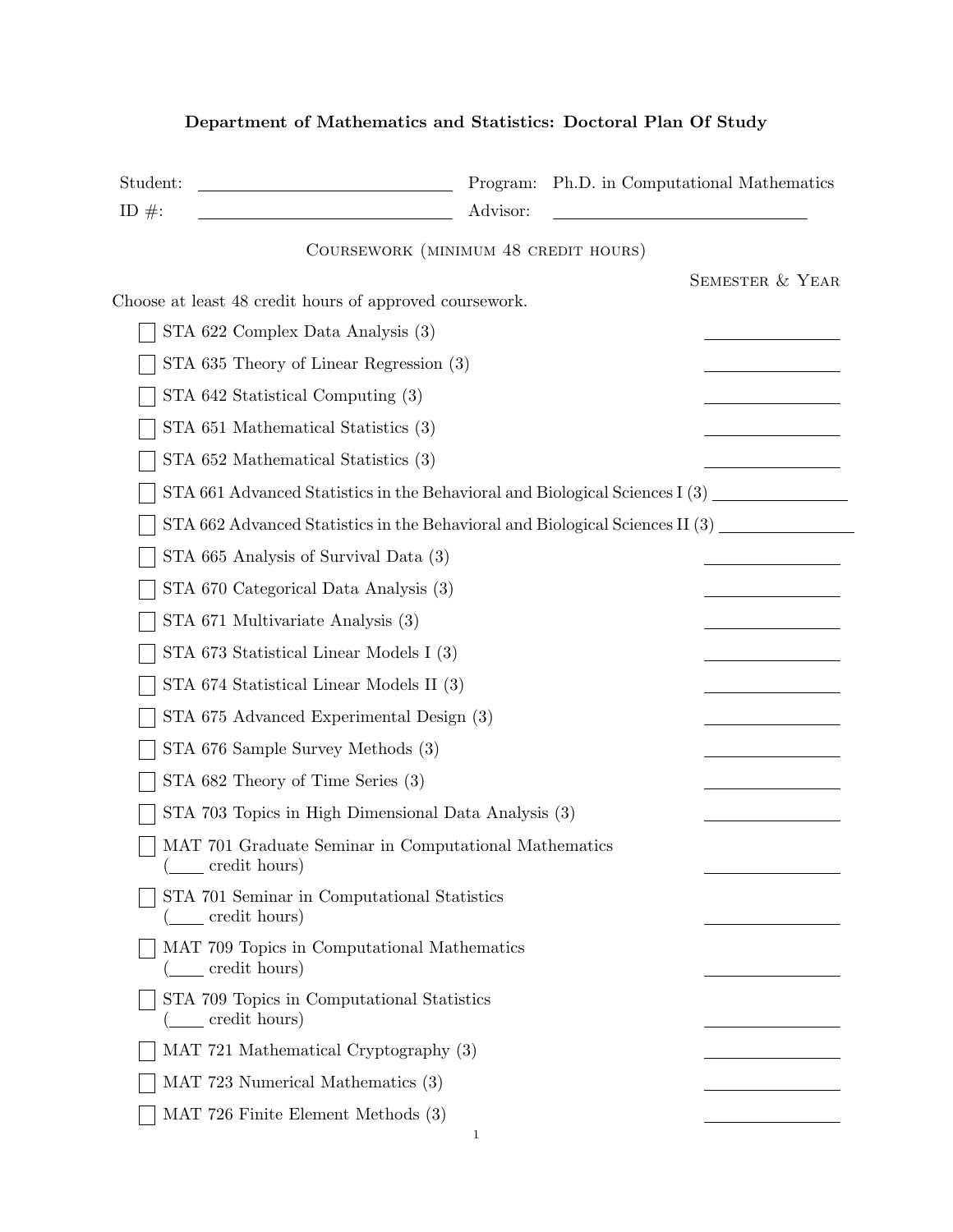## Department of Mathematics and Statistics: Doctoral Plan Of Study

Student: ______________________ Program: Ph.D. in Computational Mathematics

ID #: ______________________ Advisor: ______________________

### Coursework (minimum 48 credit hours)

Choose at least 48 credit hours of approved coursework.

| Course | Semester & Year |
| --- | --- |
| ☐ STA 622 Complex Data Analysis (3) | ________ |
| ☐ STA 635 Theory of Linear Regression (3) | ________ |
| ☐ STA 642 Statistical Computing (3) | ________ |
| ☐ STA 651 Mathematical Statistics (3) | ________ |
| ☐ STA 652 Mathematical Statistics (3) | ________ |
| ☐ STA 661 Advanced Statistics in the Behavioral and Biological Sciences I (3) | ________ |
| ☐ STA 662 Advanced Statistics in the Behavioral and Biological Sciences II (3) | ________ |
| ☐ STA 665 Analysis of Survival Data (3) | ________ |
| ☐ STA 670 Categorical Data Analysis (3) | ________ |
| ☐ STA 671 Multivariate Analysis (3) | ________ |
| ☐ STA 673 Statistical Linear Models I (3) | ________ |
| ☐ STA 674 Statistical Linear Models II (3) | ________ |
| ☐ STA 675 Advanced Experimental Design (3) | ________ |
| ☐ STA 676 Sample Survey Methods (3) | ________ |
| ☐ STA 682 Theory of Time Series (3) | ________ |
| ☐ STA 703 Topics in High Dimensional Data Analysis (3) | ________ |
| ☐ MAT 701 Graduate Seminar in Computational Mathematics (____ credit hours) | ________ |
| ☐ STA 701 Seminar in Computational Statistics (____ credit hours) | ________ |
| ☐ MAT 709 Topics in Computational Mathematics (____ credit hours) | ________ |
| ☐ STA 709 Topics in Computational Statistics (____ credit hours) | ________ |
| ☐ MAT 721 Mathematical Cryptography (3) | ________ |
| ☐ MAT 723 Numerical Mathematics (3) | ________ |
| ☐ MAT 726 Finite Element Methods (3) | ________ |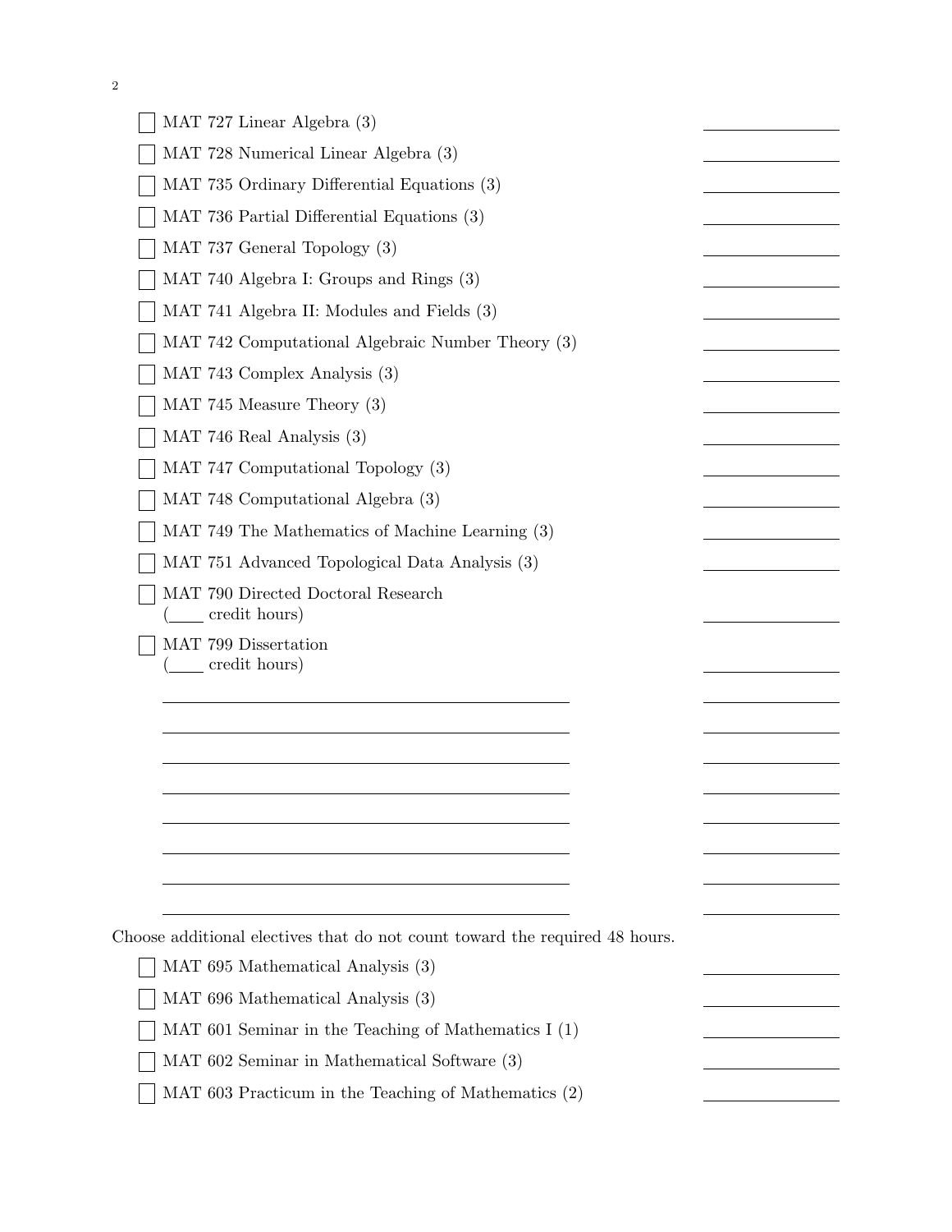- [ ] MAT 727 Linear Algebra (3) \_\_\_\_\_\_\_\_\_\_
- [ ] MAT 728 Numerical Linear Algebra (3) \_\_\_\_\_\_\_\_\_\_
- [ ] MAT 735 Ordinary Differential Equations (3) \_\_\_\_\_\_\_\_\_\_
- [ ] MAT 736 Partial Differential Equations (3) \_\_\_\_\_\_\_\_\_\_
- [ ] MAT 737 General Topology (3) \_\_\_\_\_\_\_\_\_\_
- [ ] MAT 740 Algebra I: Groups and Rings (3) \_\_\_\_\_\_\_\_\_\_
- [ ] MAT 741 Algebra II: Modules and Fields (3) \_\_\_\_\_\_\_\_\_\_
- [ ] MAT 742 Computational Algebraic Number Theory (3) \_\_\_\_\_\_\_\_\_\_
- [ ] MAT 743 Complex Analysis (3) \_\_\_\_\_\_\_\_\_\_
- [ ] MAT 745 Measure Theory (3) \_\_\_\_\_\_\_\_\_\_
- [ ] MAT 746 Real Analysis (3) \_\_\_\_\_\_\_\_\_\_
- [ ] MAT 747 Computational Topology (3) \_\_\_\_\_\_\_\_\_\_
- [ ] MAT 748 Computational Algebra (3) \_\_\_\_\_\_\_\_\_\_
- [ ] MAT 749 The Mathematics of Machine Learning (3) \_\_\_\_\_\_\_\_\_\_
- [ ] MAT 751 Advanced Topological Data Analysis (3) \_\_\_\_\_\_\_\_\_\_
- [ ] MAT 790 Directed Doctoral Research (\_\_\_\_ credit hours) \_\_\_\_\_\_\_\_\_\_
- [ ] MAT 799 Dissertation (\_\_\_\_ credit hours) \_\_\_\_\_\_\_\_\_\_

\_\_\_\_\_\_\_\_\_\_\_\_\_\_\_\_\_\_\_\_\_\_\_\_\_\_\_\_\_\_ \_\_\_\_\_\_\_\_\_\_

\_\_\_\_\_\_\_\_\_\_\_\_\_\_\_\_\_\_\_\_\_\_\_\_\_\_\_\_\_\_ \_\_\_\_\_\_\_\_\_\_

\_\_\_\_\_\_\_\_\_\_\_\_\_\_\_\_\_\_\_\_\_\_\_\_\_\_\_\_\_\_ \_\_\_\_\_\_\_\_\_\_

\_\_\_\_\_\_\_\_\_\_\_\_\_\_\_\_\_\_\_\_\_\_\_\_\_\_\_\_\_\_ \_\_\_\_\_\_\_\_\_\_

\_\_\_\_\_\_\_\_\_\_\_\_\_\_\_\_\_\_\_\_\_\_\_\_\_\_\_\_\_\_ \_\_\_\_\_\_\_\_\_\_

\_\_\_\_\_\_\_\_\_\_\_\_\_\_\_\_\_\_\_\_\_\_\_\_\_\_\_\_\_\_ \_\_\_\_\_\_\_\_\_\_

\_\_\_\_\_\_\_\_\_\_\_\_\_\_\_\_\_\_\_\_\_\_\_\_\_\_\_\_\_\_ \_\_\_\_\_\_\_\_\_\_

\_\_\_\_\_\_\_\_\_\_\_\_\_\_\_\_\_\_\_\_\_\_\_\_\_\_\_\_\_\_ \_\_\_\_\_\_\_\_\_\_

Choose additional electives that do not count toward the required 48 hours.

- [ ] MAT 695 Mathematical Analysis (3) \_\_\_\_\_\_\_\_\_\_
- [ ] MAT 696 Mathematical Analysis (3) \_\_\_\_\_\_\_\_\_\_
- [ ] MAT 601 Seminar in the Teaching of Mathematics I (1) \_\_\_\_\_\_\_\_\_\_
- [ ] MAT 602 Seminar in Mathematical Software (3) \_\_\_\_\_\_\_\_\_\_
- [ ] MAT 603 Practicum in the Teaching of Mathematics (2) \_\_\_\_\_\_\_\_\_\_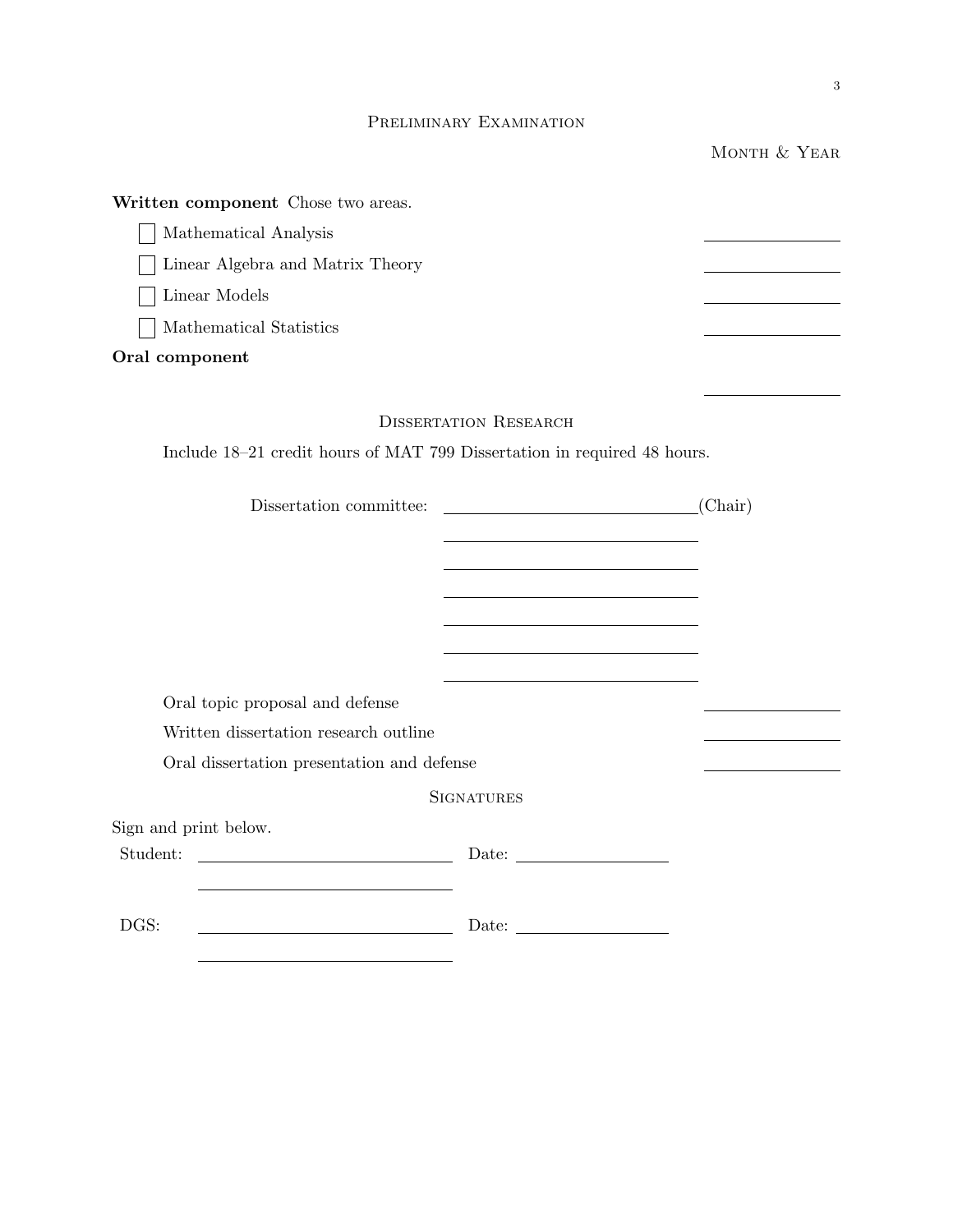## Preliminary Examination

Month & Year

**Written component** Chose two areas.

- [ ] Mathematical Analysis ______________
- [ ] Linear Algebra and Matrix Theory ______________
- [ ] Linear Models ______________
- [ ] Mathematical Statistics ______________

**Oral component**

______________

## Dissertation Research

Include 18–21 credit hours of MAT 799 Dissertation in required 48 hours.

Dissertation committee: ______________________________ (Chair)

______________________________

______________________________

______________________________

______________________________

______________________________

______________________________

Oral topic proposal and defense ______________

Written dissertation research outline ______________

Oral dissertation presentation and defense ______________

## Signatures

Sign and print below.

Student: ______________________________ Date: ______________

______________________________

DGS: ______________________________ Date: ______________

______________________________